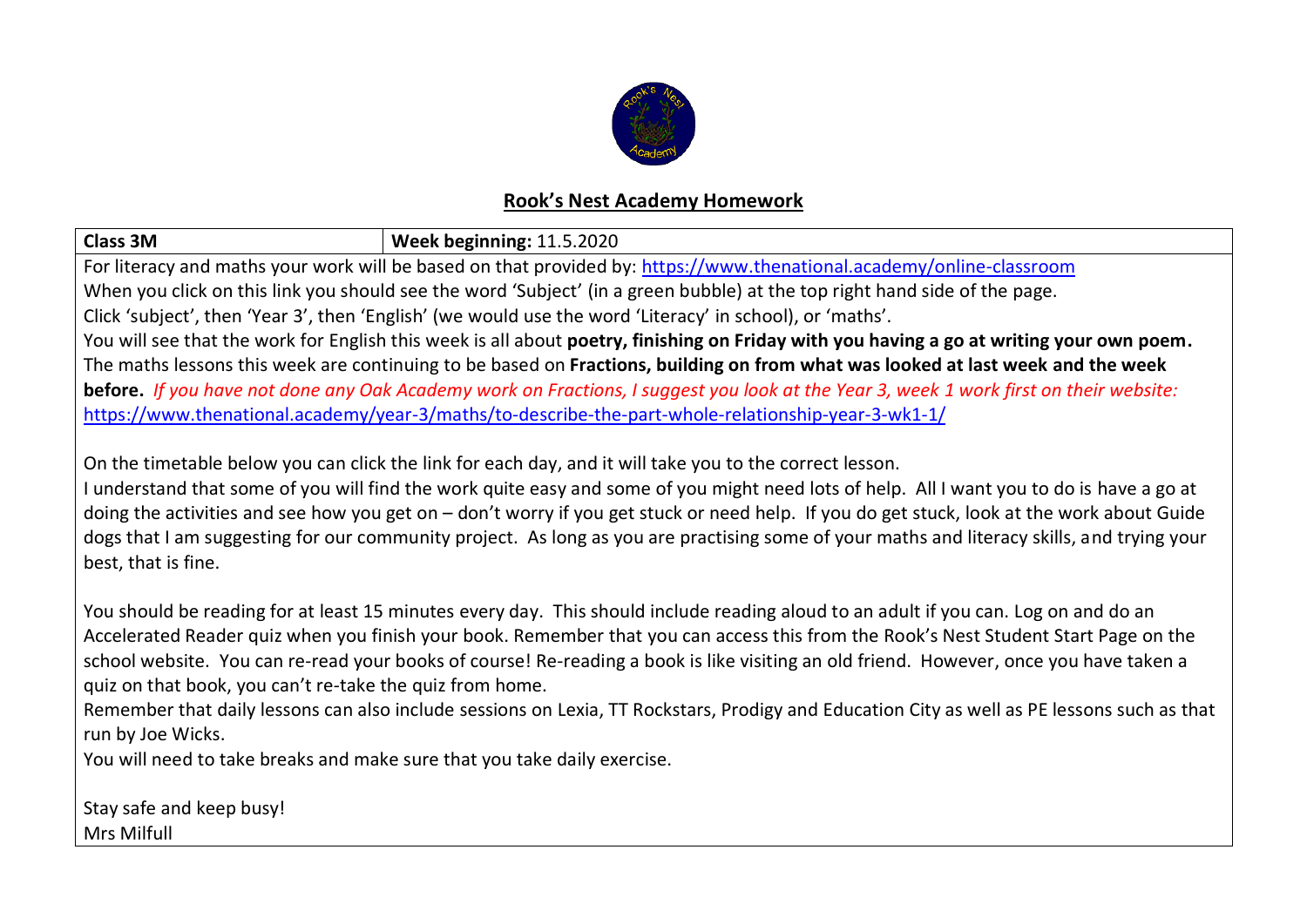## Rook's Nest Academy Homework

| Class 3M | Week beginning: 11.5.2020 |
|---|---|

For literacy and maths your work will be based on that provided by: https://www.thenational.academy/online-classroom

When you click on this link you should see the word 'Subject' (in a green bubble) at the top right hand side of the page.

Click 'subject', then 'Year 3', then 'English' (we would use the word 'Literacy' in school), or 'maths'.

You will see that the work for English this week is all about **poetry, finishing on Friday with you having a go at writing your own poem.**

The maths lessons this week are continuing to be based on **Fractions, building on from what was looked at last week and the week before.** *If you have not done any Oak Academy work on Fractions, I suggest you look at the Year 3, week 1 work first on their website:* https://www.thenational.academy/year-3/maths/to-describe-the-part-whole-relationship-year-3-wk1-1/

On the timetable below you can click the link for each day, and it will take you to the correct lesson.

I understand that some of you will find the work quite easy and some of you might need lots of help. All I want you to do is have a go at doing the activities and see how you get on – don't worry if you get stuck or need help. If you do get stuck, look at the work about Guide dogs that I am suggesting for our community project. As long as you are practising some of your maths and literacy skills, and trying your best, that is fine.

You should be reading for at least 15 minutes every day. This should include reading aloud to an adult if you can. Log on and do an Accelerated Reader quiz when you finish your book. Remember that you can access this from the Rook's Nest Student Start Page on the school website. You can re-read your books of course! Re-reading a book is like visiting an old friend. However, once you have taken a quiz on that book, you can't re-take the quiz from home.

Remember that daily lessons can also include sessions on Lexia, TT Rockstars, Prodigy and Education City as well as PE lessons such as that run by Joe Wicks.

You will need to take breaks and make sure that you take daily exercise.

Stay safe and keep busy!

Mrs Milfull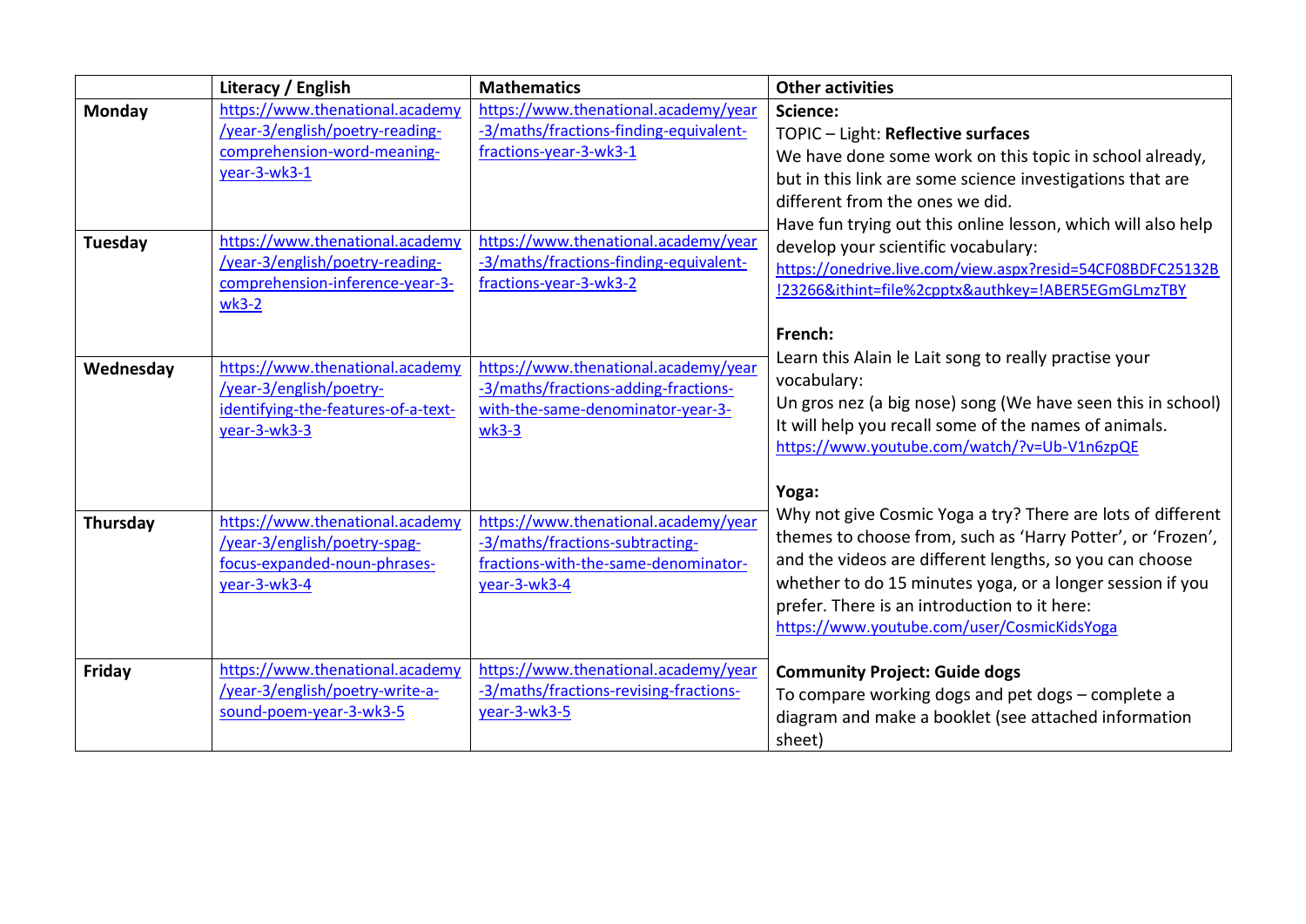| | Literacy / English | Mathematics | Other activities |
|---|---|---|---|
| **Monday** | https://www.thenational.academy/year-3/english/poetry-reading-comprehension-word-meaning-year-3-wk3-1 | https://www.thenational.academy/year-3/maths/fractions-finding-equivalent-fractions-year-3-wk3-1 | **Science:** TOPIC – Light: **Reflective surfaces** We have done some work on this topic in school already, but in this link are some science investigations that are different from the ones we did. Have fun trying out this online lesson, which will also help develop your scientific vocabulary: https://onedrive.live.com/view.aspx?resid=54CF08BDFC25132B!23266&ithint=file%2cpptx&authkey=!ABER5EGmGLmzTBY |
| **Tuesday** | https://www.thenational.academy/year-3/english/poetry-reading-comprehension-inference-year-3-wk3-2 | https://www.thenational.academy/year-3/maths/fractions-finding-equivalent-fractions-year-3-wk3-2 | **French:** Learn this Alain le Lait song to really practise your vocabulary: Un gros nez (a big nose) song (We have seen this in school) It will help you recall some of the names of animals. https://www.youtube.com/watch/?v=Ub-V1n6zpQE |
| **Wednesday** | https://www.thenational.academy/year-3/english/poetry-identifying-the-features-of-a-text-year-3-wk3-3 | https://www.thenational.academy/year-3/maths/fractions-adding-fractions-with-the-same-denominator-year-3-wk3-3 | |
| **Thursday** | https://www.thenational.academy/year-3/english/poetry-spag-focus-expanded-noun-phrases-year-3-wk3-4 | https://www.thenational.academy/year-3/maths/fractions-subtracting-fractions-with-the-same-denominator-year-3-wk3-4 | **Yoga:** Why not give Cosmic Yoga a try? There are lots of different themes to choose from, such as 'Harry Potter', or 'Frozen', and the videos are different lengths, so you can choose whether to do 15 minutes yoga, or a longer session if you prefer. There is an introduction to it here: https://www.youtube.com/user/CosmicKidsYoga |
| **Friday** | https://www.thenational.academy/year-3/english/poetry-write-a-sound-poem-year-3-wk3-5 | https://www.thenational.academy/year-3/maths/fractions-revising-fractions-year-3-wk3-5 | **Community Project: Guide dogs** To compare working dogs and pet dogs – complete a diagram and make a booklet (see attached information sheet) |